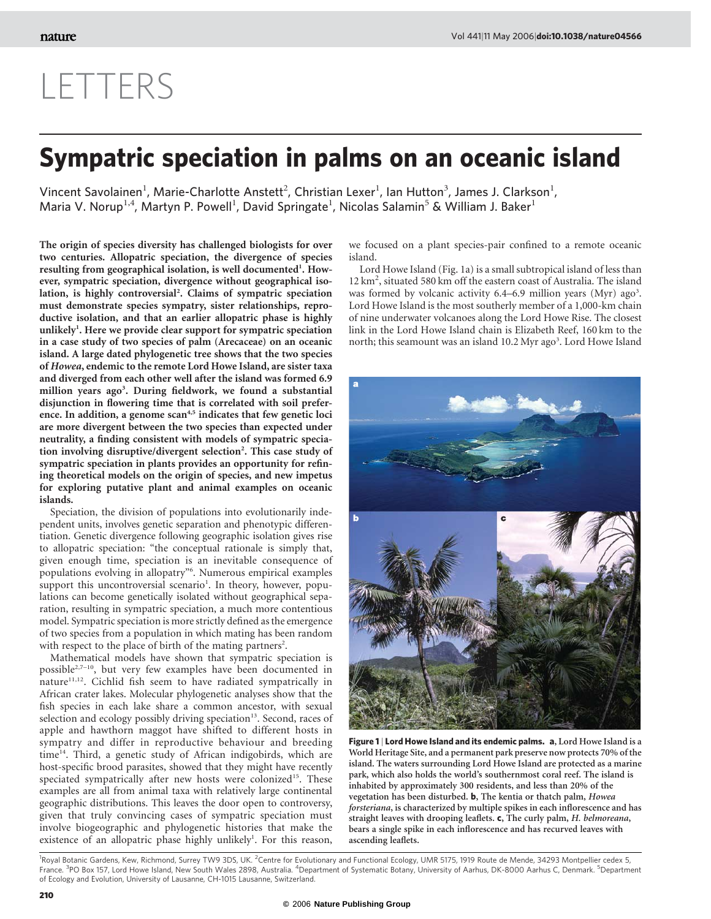# LETTERS

# Sympatric speciation in palms on an oceanic island

Vincent Savolainen[1], Marie-Charlotte Anstett[2], Christian Lexer[1], Ian Hutton[3], James J. Clarkson[1], Maria V. Norup[1,4], Martyn P. Powell[1], David Springate[1], Nicolas Salamin[5] & William J. Baker[1]

**The origin of species diversity has challenged biologists for over two centuries. Allopatric speciation, the divergence of species resulting from geographical isolation, is well documented[1]. However, sympatric speciation, divergence without geographical isolation, is highly controversial[2]. Claims of sympatric speciation must demonstrate species sympatry, sister relationships, reproductive isolation, and that an earlier allopatric phase is highly unlikely[1]. Here we provide clear support for sympatric speciation in a case study of two species of palm (Arecaceae) on an oceanic island. A large dated phylogenetic tree shows that the two species of *Howea*, endemic to the remote Lord Howe Island, are sister taxa and diverged from each other well after the island was formed 6.9 million years ago[3]. During fieldwork, we found a substantial disjunction in flowering time that is correlated with soil preference. In addition, a genome scan[4,5] indicates that few genetic loci are more divergent between the two species than expected under neutrality, a finding consistent with models of sympatric speciation involving disruptive/divergent selection[2]. This case study of sympatric speciation in plants provides an opportunity for refining theoretical models on the origin of species, and new impetus for exploring putative plant and animal examples on oceanic islands.**

Speciation, the division of populations into evolutionarily independent units, involves genetic separation and phenotypic differentiation. Genetic divergence following geographic isolation gives rise to allopatric speciation: "the conceptual rationale is simply that, given enough time, speciation is an inevitable consequence of populations evolving in allopatry"[6]. Numerous empirical examples support this uncontroversial scenario[1]. In theory, however, populations can become genetically isolated without geographical separation, resulting in sympatric speciation, a much more contentious model. Sympatric speciation is more strictly defined as the emergence of two species from a population in which mating has been random with respect to the place of birth of the mating partners[2].

Mathematical models have shown that sympatric speciation is possible[2,7–10], but very few examples have been documented in nature[11,12]. Cichlid fish seem to have radiated sympatrically in African crater lakes. Molecular phylogenetic analyses show that the fish species in each lake share a common ancestor, with sexual selection and ecology possibly driving speciation[13]. Second, races of apple and hawthorn maggot have shifted to different hosts in sympatry and differ in reproductive behaviour and breeding time[14]. Third, a genetic study of African indigobirds, which are host-specific brood parasites, showed that they might have recently speciated sympatrically after new hosts were colonized[15]. These examples are all from animal taxa with relatively large continental geographic distributions. This leaves the door open to controversy, given that truly convincing cases of sympatric speciation must involve biogeographic and phylogenetic histories that make the existence of an allopatric phase highly unlikely[1]. For this reason, we focused on a plant species-pair confined to a remote oceanic island.

Lord Howe Island (Fig. 1a) is a small subtropical island of less than 12 km$^2$, situated 580 km off the eastern coast of Australia. The island was formed by volcanic activity 6.4–6.9 million years (Myr) ago[3]. Lord Howe Island is the most southerly member of a 1,000-km chain of nine underwater volcanoes along the Lord Howe Rise. The closest link in the Lord Howe Island chain is Elizabeth Reef, 160 km to the north; this seamount was an island 10.2 Myr ago[3]. Lord Howe Island

**Figure 1 | Lord Howe Island and its endemic palms. a**, Lord Howe Island is a World Heritage Site, and a permanent park preserve now protects 70% of the island. The waters surrounding Lord Howe Island are protected as a marine park, which also holds the world's southernmost coral reef. The island is inhabited by approximately 300 residents, and less than 20% of the vegetation has been disturbed. **b**, The kentia or thatch palm, *Howea forsteriana*, is characterized by multiple spikes in each inflorescence and has straight leaves with drooping leaflets. **c**, The curly palm, *H. belmoreana*, bears a single spike in each inflorescence and has recurved leaves with ascending leaflets.

[1]Royal Botanic Gardens, Kew, Richmond, Surrey TW9 3DS, UK. [2]Centre for Evolutionary and Functional Ecology, UMR 5175, 1919 Route de Mende, 34293 Montpellier cedex 5, France. [3]PO Box 157, Lord Howe Island, New South Wales 2898, Australia. [4]Department of Systematic Botany, University of Aarhus, DK-8000 Aarhus C, Denmark. [5]Department of Ecology and Evolution, University of Lausanne, CH-1015 Lausanne, Switzerland.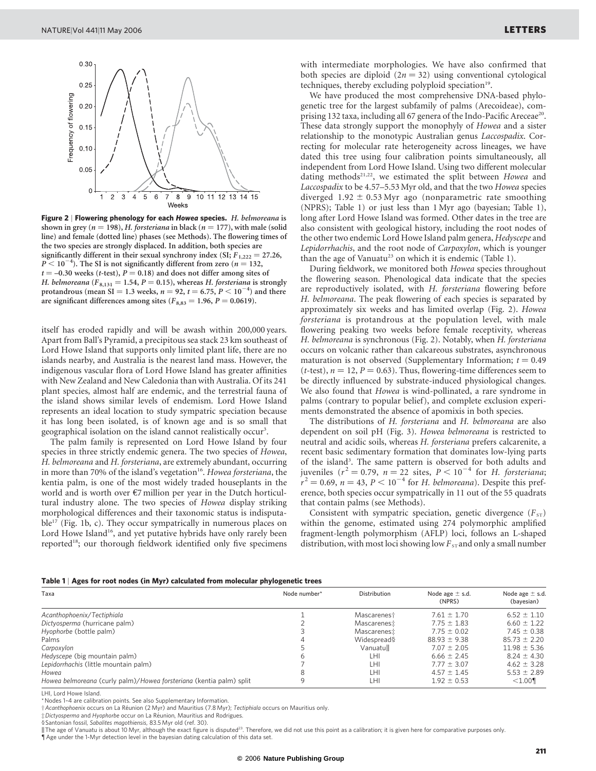**Figure 2 | Flowering phenology for each *Howea* species.** *H. belmoreana* is shown in grey ($n = 198$), *H. forsteriana* in black ($n = 177$), with male (solid line) and female (dotted line) phases (see Methods). The flowering times of the two species are strongly displaced. In addition, both species are significantly different in their sexual synchrony index (SI; $F_{1,222} = 27.26$, $P < 10^{-4}$). The SI is not significantly different from zero ($n = 132$, $t = -0.30$ weeks ($t$-test), $P = 0.18$) and does not differ among sites of *H. belmoreana* ($F_{8,131} = 1.54$, $P = 0.15$), whereas *H. forsteriana* is strongly protandrous (mean SI = 1.3 weeks, $n = 92$, $t = 6.75$, $P < 10^{-4}$) and there are significant differences among sites ($F_{8,83} = 1.96$, $P = 0.0619$).

itself has eroded rapidly and will be awash within 200,000 years. Apart from Ball's Pyramid, a precipitous sea stack 23 km southeast of Lord Howe Island that supports only limited plant life, there are no islands nearby, and Australia is the nearest land mass. However, the indigenous vascular flora of Lord Howe Island has greater affinities with New Zealand and New Caledonia than with Australia. Of its 241 plant species, almost half are endemic, and the terrestrial fauna of the island shows similar levels of endemism. Lord Howe Island represents an ideal location to study sympatric speciation because it has long been isolated, is of known age and is so small that geographical isolation on the island cannot realistically occur[3].

The palm family is represented on Lord Howe Island by four species in three strictly endemic genera. The two species of *Howea*, *H. belmoreana* and *H. forsteriana*, are extremely abundant, occurring in more than 70% of the island's vegetation[16]. *Howea forsteriana*, the kentia palm, is one of the most widely traded houseplants in the world and is worth over €7 million per year in the Dutch horticultural industry alone. The two species of *Howea* display striking morphological differences and their taxonomic status is indisputable[17] (Fig. 1b, c). They occur sympatrically in numerous places on Lord Howe Island[16], and yet putative hybrids have only rarely been reported[18]; our thorough fieldwork identified only five specimens with intermediate morphologies. We have also confirmed that both species are diploid ($2n = 32$) using conventional cytological techniques, thereby excluding polyploid speciation[19].

We have produced the most comprehensive DNA-based phylogenetic tree for the largest subfamily of palms (Arecoideae), comprising 132 taxa, including all 67 genera of the Indo-Pacific Areceae[20]. These data strongly support the monophyly of *Howea* and a sister relationship to the monotypic Australian genus *Laccospadix*. Correcting for molecular rate heterogeneity across lineages, we have dated this tree using four calibration points simultaneously, all independent from Lord Howe Island. Using two different molecular dating methods[21,22], we estimated the split between *Howea* and *Laccospadix* to be 4.57–5.53 Myr old, and that the two *Howea* species diverged $1.92 \pm 0.53$ Myr ago (nonparametric rate smoothing (NPRS); Table 1) or just less than 1 Myr ago (bayesian; Table 1), long after Lord Howe Island was formed. Other dates in the tree are also consistent with geological history, including the root nodes of the other two endemic Lord Howe Island palm genera, *Hedyscepe* and *Lepidorrhachis*, and the root node of *Carpoxylon*, which is younger than the age of Vanuatu[23] on which it is endemic (Table 1).

During fieldwork, we monitored both *Howea* species throughout the flowering season. Phenological data indicate that the species are reproductively isolated, with *H. forsteriana* flowering before *H. belmoreana*. The peak flowering of each species is separated by approximately six weeks and has limited overlap (Fig. 2). *Howea forsteriana* is protandrous at the population level, with male flowering peaking two weeks before female receptivity, whereas *H. belmoreana* is synchronous (Fig. 2). Notably, when *H. forsteriana* occurs on volcanic rather than calcareous substrates, asynchronous maturation is not observed (Supplementary Information; $t = 0.49$ ($t$-test), $n = 12$, $P = 0.63$). Thus, flowering-time differences seem to be directly influenced by substrate-induced physiological changes. We also found that *Howea* is wind-pollinated, a rare syndrome in palms (contrary to popular belief), and complete exclusion experiments demonstrated the absence of apomixis in both species.

The distributions of *H. forsteriana* and *H. belmoreana* are also dependent on soil pH (Fig. 3). *Howea belmoreana* is restricted to neutral and acidic soils, whereas *H. forsteriana* prefers calcarenite, a recent basic sedimentary formation that dominates low-lying parts of the island[3]. The same pattern is observed for both adults and juveniles ($r^2 = 0.79$, $n = 22$ sites, $P < 10^{-4}$ for *H. forsteriana*; $r^2 = 0.69$, $n = 43$, $P < 10^{-4}$ for *H. belmoreana*). Despite this preference, both species occur sympatrically in 11 out of the 55 quadrats that contain palms (see Methods).

Consistent with sympatric speciation, genetic divergence ($F_{ST}$) within the genome, estimated using 274 polymorphic amplified fragment-length polymorphism (AFLP) loci, follows an L-shaped distribution, with most loci showing low $F_{ST}$ and only a small number

**Table 1 | Ages for root nodes (in Myr) calculated from molecular phylogenetic trees**

| Taxa | Node number* | Distribution | Node age ± s.d. (NPRS) | Node age ± s.d. (bayesian) |
|---|---|---|---|---|
| *Acanthophoenix/Tectiphiala* | 1 | Mascarenes† | 7.61 ± 1.70 | 6.52 ± 1.10 |
| *Dictyosperma* (hurricane palm) | 2 | Mascarenes‡ | 7.75 ± 1.83 | 6.60 ± 1.22 |
| *Hyophorbe* (bottle palm) | 3 | Mascarenes‡ | 7.75 ± 0.02 | 7.45 ± 0.38 |
| Palms | 4 | Widespread§ | 88.93 ± 9.38 | 85.73 ± 2.20 |
| *Carpoxylon* | 5 | Vanuatu‖ | 7.07 ± 2.05 | 11.98 ± 5.36 |
| *Hedyscepe* (big mountain palm) | 6 | LHI | 6.66 ± 2.45 | 8.24 ± 4.30 |
| *Lepidorrhachis* (little mountain palm) | 7 | LHI | 7.77 ± 3.07 | 4.62 ± 3.28 |
| *Howea* | 8 | LHI | 4.57 ± 1.45 | 5.53 ± 2.89 |
| *Howea belmoreana* (curly palm)/*Howea forsteriana* (kentia palm) split | 9 | LHI | 1.92 ± 0.53 | <1.00¶ |

LHI, Lord Howe Island.
\* Nodes 1–4 are calibration points. See also Supplementary Information.
† *Acanthophoenix* occurs on La Réunion (2 Myr) and Mauritius (7.8 Myr); *Tectiphiala* occurs on Mauritius only.
‡ *Dictyosperma* and *Hyophorbe* occur on La Réunion, Mauritius and Rodrigues.
§ Santonian fossil, *Sabalites magothiensis*, 83.5 Myr old (ref. 30).
‖ The age of Vanuatu is about 10 Myr, although the exact figure is disputed[23]. Therefore, we did not use this point as a calibration; it is given here for comparative purposes only.
¶ Age under the 1-Myr detection level in the bayesian dating calculation of this data set.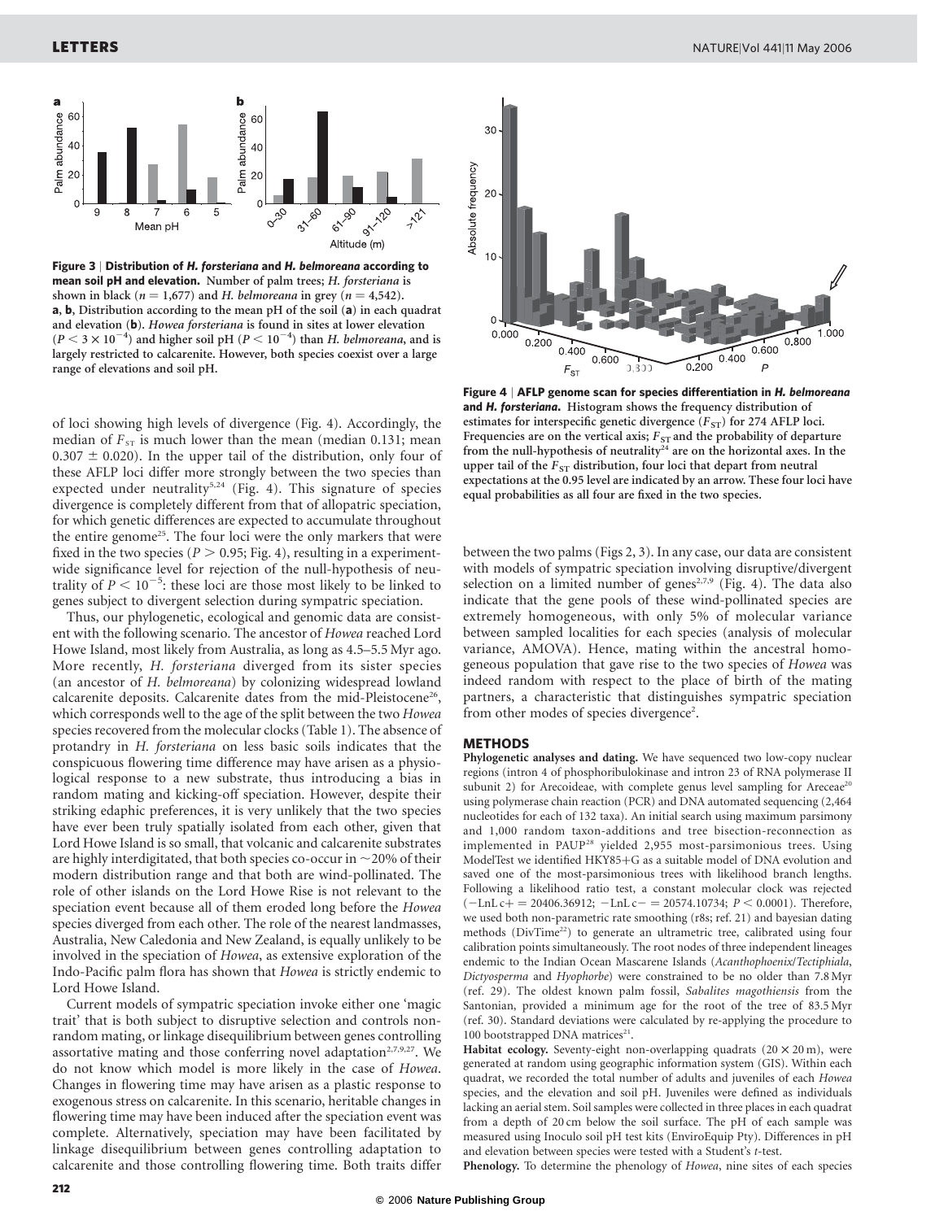**Figure 3 | Distribution of *H. forsteriana* and *H. belmoreana* according to mean soil pH and elevation.** Number of palm trees; *H. forsteriana* is shown in black ($n = 1,677$) and *H. belmoreana* in grey ($n = 4,542$). **a**, **b**, Distribution according to the mean pH of the soil (**a**) in each quadrat and elevation (**b**). *Howea forsteriana* is found in sites at lower elevation ($P < 3 \times 10^{-4}$) and higher soil pH ($P < 10^{-4}$) than *H. belmoreana*, and is largely restricted to calcarenite. However, both species coexist over a large range of elevations and soil pH.

**Figure 4 | AFLP genome scan for species differentiation in *H. belmoreana* and *H. forsteriana*.** Histogram shows the frequency distribution of estimates for interspecific genetic divergence ($F_{ST}$) for 274 AFLP loci. Frequencies are on the vertical axis; $F_{ST}$ and the probability of departure from the null-hypothesis of neutrality[24] are on the horizontal axes. In the upper tail of the $F_{ST}$ distribution, four loci that depart from neutral expectations at the 0.95 level are indicated by an arrow. These four loci have equal probabilities as all four are fixed in the two species.

of loci showing high levels of divergence (Fig. 4). Accordingly, the median of $F_{ST}$ is much lower than the mean (median 0.131; mean $0.307 \pm 0.020$). In the upper tail of the distribution, only four of these AFLP loci differ more strongly between the two species than expected under neutrality[5,24] (Fig. 4). This signature of species divergence is completely different from that of allopatric speciation, for which genetic differences are expected to accumulate throughout the entire genome[25]. The four loci were the only markers that were fixed in the two species ($P > 0.95$; Fig. 4), resulting in a experiment-wide significance level for rejection of the null-hypothesis of neutrality of $P < 10^{-5}$: these loci are those most likely to be linked to genes subject to divergent selection during sympatric speciation.

Thus, our phylogenetic, ecological and genomic data are consistent with the following scenario. The ancestor of *Howea* reached Lord Howe Island, most likely from Australia, as long as 4.5–5.5 Myr ago. More recently, *H. forsteriana* diverged from its sister species (an ancestor of *H. belmoreana*) by colonizing widespread lowland calcarenite deposits. Calcarenite dates from the mid-Pleistocene[26], which corresponds well to the age of the split between the two *Howea* species recovered from the molecular clocks (Table 1). The absence of protandry in *H. forsteriana* on less basic soils indicates that the conspicuous flowering time difference may have arisen as a physiological response to a new substrate, thus introducing a bias in random mating and kicking-off speciation. However, despite their striking edaphic preferences, it is very unlikely that the two species have ever been truly spatially isolated from each other, given that Lord Howe Island is so small, that volcanic and calcarenite substrates are highly interdigitated, that both species co-occur in ~20% of their modern distribution range and that both are wind-pollinated. The role of other islands on the Lord Howe Rise is not relevant to the speciation event because all of them eroded long before the *Howea* species diverged from each other. The role of the nearest landmasses, Australia, New Caledonia and New Zealand, is equally unlikely to be involved in the speciation of *Howea*, as extensive exploration of the Indo-Pacific palm flora has shown that *Howea* is strictly endemic to Lord Howe Island.

Current models of sympatric speciation invoke either one 'magic trait' that is both subject to disruptive selection and controls non-random mating, or linkage disequilibrium between genes controlling assortative mating and those conferring novel adaptation[2,7,9,27]. We do not know which model is more likely in the case of *Howea*. Changes in flowering time may have arisen as a plastic response to exogenous stress on calcarenite. In this scenario, heritable changes in flowering time may have been induced after the speciation event was complete. Alternatively, speciation may have been facilitated by linkage disequilibrium between genes controlling adaptation to calcarenite and those controlling flowering time. Both traits differ between the two palms (Figs 2, 3). In any case, our data are consistent with models of sympatric speciation involving disruptive/divergent selection on a limited number of genes[2,7,9] (Fig. 4). The data also indicate that the gene pools of these wind-pollinated species are extremely homogeneous, with only 5% of molecular variance between sampled localities for each species (analysis of molecular variance, AMOVA). Hence, mating within the ancestral homogeneous population that gave rise to the two species of *Howea* was indeed random with respect to the place of birth of the mating partners, a characteristic that distinguishes sympatric speciation from other modes of species divergence[2].

## METHODS

**Phylogenetic analyses and dating.** We have sequenced two low-copy nuclear regions (intron 4 of phosphoribulokinase and intron 23 of RNA polymerase II subunit 2) for Arecoideae, with complete genus level sampling for Areceae[20] using polymerase chain reaction (PCR) and DNA automated sequencing (2,464 nucleotides for each of 132 taxa). An initial search using maximum parsimony and 1,000 random taxon-additions and tree bisection-reconnection as implemented in PAUP[28] yielded 2,955 most-parsimonious trees. Using ModelTest we identified HKY85+G as a suitable model of DNA evolution and saved one of the most-parsimonious trees with likelihood branch lengths. Following a likelihood ratio test, a constant molecular clock was rejected ($-$LnL c+ = 20406.36912; $-$LnL c− = 20574.10734; $P < 0.0001$). Therefore, we used both non-parametric rate smoothing (r8s; ref. 21) and bayesian dating methods (DivTime[22]) to generate an ultrametric tree, calibrated using four calibration points simultaneously. The root nodes of three independent lineages endemic to the Indian Ocean Mascarene Islands (*Acanthophoenix*/*Tectiphiala*, *Dictyosperma* and *Hyophorbe*) were constrained to be no older than 7.8 Myr (ref. 29). The oldest known palm fossil, *Sabalites magothiensis* from the Santonian, provided a minimum age for the root of the tree of 83.5 Myr (ref. 30). Standard deviations were calculated by re-applying the procedure to 100 bootstrapped DNA matrices[21].

**Habitat ecology.** Seventy-eight non-overlapping quadrats ($20 \times 20$ m), were generated at random using geographic information system (GIS). Within each quadrat, we recorded the total number of adults and juveniles of each *Howea* species, and the elevation and soil pH. Juveniles were defined as individuals lacking an aerial stem. Soil samples were collected in three places in each quadrat from a depth of 20 cm below the soil surface. The pH of each sample was measured using Inoculo soil pH test kits (EnviroEquip Pty). Differences in pH and elevation between species were tested with a Student's *t*-test.

**Phenology.** To determine the phenology of *Howea*, nine sites of each species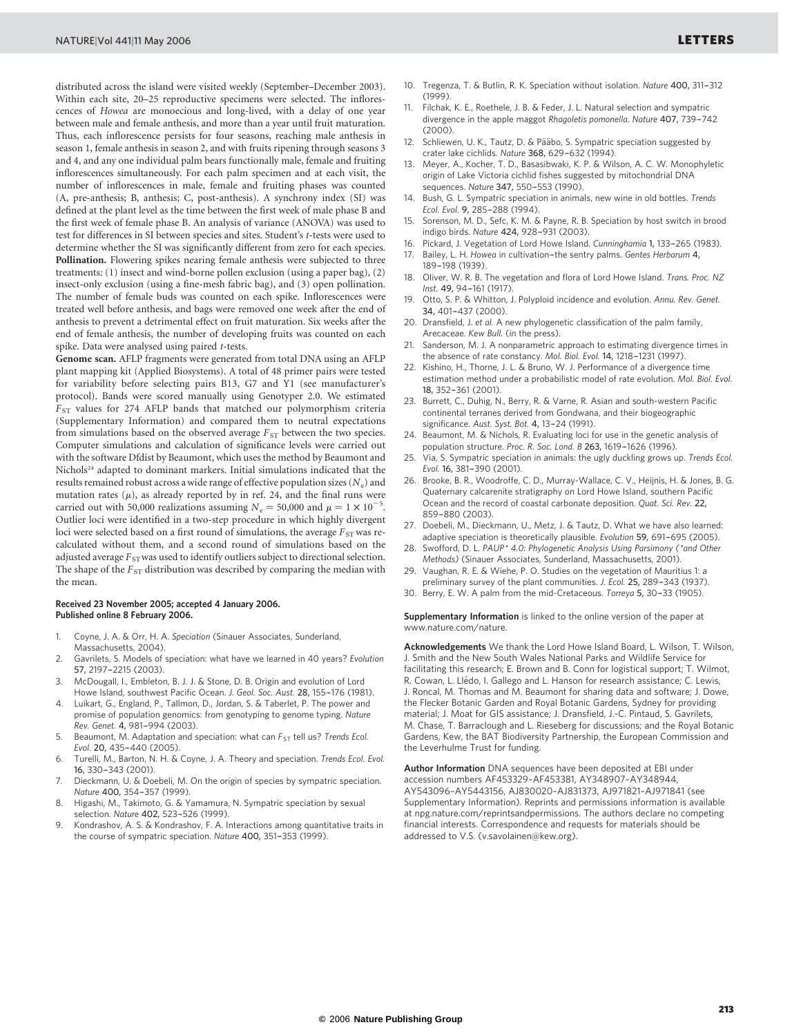distributed across the island were visited weekly (September–December 2003). Within each site, 20–25 reproductive specimens were selected. The inflorescences of *Howea* are monoecious and long-lived, with a delay of one year between male and female anthesis, and more than a year until fruit maturation. Thus, each inflorescence persists for four seasons, reaching male anthesis in season 1, female anthesis in season 2, and with fruits ripening through seasons 3 and 4, and any one individual palm bears functionally male, female and fruiting inflorescences simultaneously. For each palm specimen and at each visit, the number of inflorescences in male, female and fruiting phases was counted (A, pre-anthesis; B, anthesis; C, post-anthesis). A synchrony index (SI) was defined at the plant level as the time between the first week of male phase B and the first week of female phase B. An analysis of variance (ANOVA) was used to test for differences in SI between species and sites. Student's *t*-tests were used to determine whether the SI was significantly different from zero for each species.

**Pollination.** Flowering spikes nearing female anthesis were subjected to three treatments: (1) insect and wind-borne pollen exclusion (using a paper bag), (2) insect-only exclusion (using a fine-mesh fabric bag), and (3) open pollination. The number of female buds was counted on each spike. Inflorescences were treated well before anthesis, and bags were removed one week after the end of anthesis to prevent a detrimental effect on fruit maturation. Six weeks after the end of female anthesis, the number of developing fruits was counted on each spike. Data were analysed using paired *t*-tests.

**Genome scan.** AFLP fragments were generated from total DNA using an AFLP plant mapping kit (Applied Biosystems). A total of 48 primer pairs were tested for variability before selecting pairs B13, G7 and Y1 (see manufacturer's protocol). Bands were scored manually using Genotyper 2.0. We estimated $F_{ST}$ values for 274 AFLP bands that matched our polymorphism criteria (Supplementary Information) and compared them to neutral expectations from simulations based on the observed average $F_{ST}$ between the two species. Computer simulations and calculation of significance levels were carried out with the software Dfdist by Beaumont, which uses the method by Beaumont and Nichols[24] adapted to dominant markers. Initial simulations indicated that the results remained robust across a wide range of effective population sizes ($N_e$) and mutation rates ($\mu$), as already reported by in ref. 24, and the final runs were carried out with 50,000 realizations assuming $N_e = 50,000$ and $\mu = 1 \times 10^{-5}$. Outlier loci were identified in a two-step procedure in which highly divergent loci were selected based on a first round of simulations, the average $F_{ST}$ was re-calculated without them, and a second round of simulations based on the adjusted average $F_{ST}$ was used to identify outliers subject to directional selection. The shape of the $F_{ST}$ distribution was described by comparing the median with the mean.

**Received 23 November 2005; accepted 4 January 2006.**
**Published online 8 February 2006.**

1. Coyne, J. A. & Orr, H. A. *Speciation* (Sinauer Associates, Sunderland, Massachusetts, 2004).
2. Gavrilets, S. Models of speciation: what have we learned in 40 years? *Evolution* **57,** 2197–2215 (2003).
3. McDougall, I., Embleton, B. J. J. & Stone, D. B. Origin and evolution of Lord Howe Island, southwest Pacific Ocean. *J. Geol. Soc. Aust.* **28,** 155–176 (1981).
4. Luikart, G., England, P., Tallmon, D., Jordan, S. & Taberlet, P. The power and promise of population genomics: from genotyping to genome typing. *Nature Rev. Genet.* **4,** 981–994 (2003).
5. Beaumont, M. Adaptation and speciation: what can $F_{ST}$ tell us? *Trends Ecol. Evol.* **20,** 435–440 (2005).
6. Turelli, M., Barton, N. H. & Coyne, J. A. Theory and speciation. *Trends Ecol. Evol.* **16,** 330–343 (2001).
7. Dieckmann, U. & Doebeli, M. On the origin of species by sympatric speciation. *Nature* **400,** 354–357 (1999).
8. Higashi, M., Takimoto, G. & Yamamura, N. Sympatric speciation by sexual selection. *Nature* **402,** 523–526 (1999).
9. Kondrashov, A. S. & Kondrashov, F. A. Interactions among quantitative traits in the course of sympatric speciation. *Nature* **400,** 351–353 (1999).
10. Tregenza, T. & Butlin, R. K. Speciation without isolation. *Nature* **400,** 311–312 (1999).
11. Filchak, K. E., Roethele, J. B. & Feder, J. L. Natural selection and sympatric divergence in the apple maggot *Rhagoletis pomonella*. *Nature* **407,** 739–742 (2000).
12. Schliewen, U. K., Tautz, D. & Pääbo, S. Sympatric speciation suggested by crater lake cichlids. *Nature* **368,** 629–632 (1994).
13. Meyer, A., Kocher, T. D., Basasibwaki, K. P. & Wilson, A. C. W. Monophyletic origin of Lake Victoria cichlid fishes suggested by mitochondrial DNA sequences. *Nature* **347,** 550–553 (1990).
14. Bush, G. L. Sympatric speciation in animals, new wine in old bottles. *Trends Ecol. Evol.* **9,** 285–288 (1994).
15. Sorenson, M. D., Sefc, K. M. & Payne, R. B. Speciation by host switch in brood indigo birds. *Nature* **424,** 928–931 (2003).
16. Pickard, J. Vegetation of Lord Howe Island. *Cunninghamia* **1,** 133–265 (1983).
17. Bailey, L. H. *Howea* in cultivation–the sentry palms. *Gentes Herbarum* **4,** 189–198 (1939).
18. Oliver, W. R. B. The vegetation and flora of Lord Howe Island. *Trans. Proc. NZ Inst.* **49,** 94–161 (1917).
19. Otto, S. P. & Whitton, J. Polyploid incidence and evolution. *Annu. Rev. Genet.* **34,** 401–437 (2000).
20. Dransfield, J. *et al.* A new phylogenetic classification of the palm family, Arecaceae. *Kew Bull.* (in the press).
21. Sanderson, M. J. A nonparametric approach to estimating divergence times in the absence of rate constancy. *Mol. Biol. Evol.* **14,** 1218–1231 (1997).
22. Kishino, H., Thorne, J. L. & Bruno, W. J. Performance of a divergence time estimation method under a probabilistic model of rate evolution. *Mol. Biol. Evol.* **18,** 352–361 (2001).
23. Burrett, C., Duhig, N., Berry, R. & Varne, R. Asian and south-western Pacific continental terranes derived from Gondwana, and their biogeographic significance. *Aust. Syst. Bot.* **4,** 13–24 (1991).
24. Beaumont, M. & Nichols, R. Evaluating loci for use in the genetic analysis of population structure. *Proc. R. Soc. Lond. B* **263,** 1619–1626 (1996).
25. Via, S. Sympatric speciation in animals: the ugly duckling grows up. *Trends Ecol. Evol.* **16,** 381–390 (2001).
26. Brooke, B. R., Woodroffe, C. D., Murray-Wallace, C. V., Heijnis, H. & Jones, B. G. Quaternary calcarenite stratigraphy on Lord Howe Island, southern Pacific Ocean and the record of coastal carbonate deposition. *Quat. Sci. Rev.* **22,** 859–880 (2003).
27. Doebeli, M., Dieckmann, U., Metz, J. & Tautz, D. What we have also learned: adaptive speciation is theoretically plausible. *Evolution* **59,** 691–695 (2005).
28. Swofford, D. L. *PAUP\* 4.0: Phylogenetic Analysis Using Parsimony (\*and Other Methods)* (Sinauer Associates, Sunderland, Massachusetts, 2001).
29. Vaughan, R. E. & Wiehe, P. O. Studies on the vegetation of Mauritius 1: a preliminary survey of the plant communities. *J. Ecol.* **25,** 289–343 (1937).
30. Berry, E. W. A palm from the mid-Cretaceous. *Torreya* **5,** 30–33 (1905).

**Supplementary Information** is linked to the online version of the paper at www.nature.com/nature.

**Acknowledgements** We thank the Lord Howe Island Board, L. Wilson, T. Wilson, J. Smith and the New South Wales National Parks and Wildlife Service for facilitating this research; E. Brown and B. Conn for logistical support; T. Wilmot, R. Cowan, L. Llédo, I. Gallego and L. Hanson for research assistance; C. Lewis, J. Roncal, M. Thomas and M. Beaumont for sharing data and software; J. Dowe, the Flecker Botanic Garden and Royal Botanic Gardens, Sydney for providing material; J. Moat for GIS assistance; J. Dransfield, J.-C. Pintaud, S. Gavrilets, M. Chase, T. Barraclough and L. Rieseberg for discussions; and the Royal Botanic Gardens, Kew, the BAT Biodiversity Partnership, the European Commission and the Leverhulme Trust for funding.

**Author Information** DNA sequences have been deposited at EBI under accession numbers AF453329–AF453381, AY348907–AY348944, AY543096–AY5443156, AJ830020–AJ831373, AJ971821–AJ971841 (see Supplementary Information). Reprints and permissions information is available at npg.nature.com/reprintsandpermissions. The authors declare no competing financial interests. Correspondence and requests for materials should be addressed to V.S. (v.savolainen@kew.org).